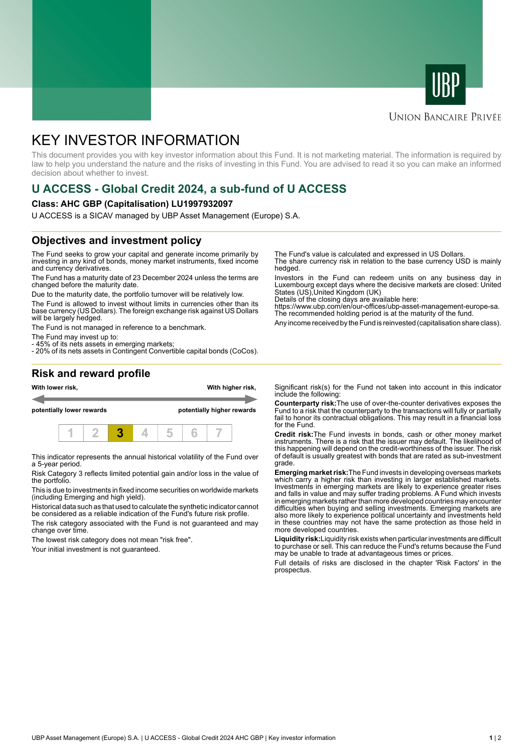UNION BANCAIRE PRIVÉE

# KEY INVESTOR INFORMATION

This document provides you with key investor information about this Fund. It is not marketing material. The information is required by law to help you understand the nature and the risks of investing in this Fund. You are advised to read it so you can make an informed decision about whether to invest.

## U ACCESS - Global Credit 2024, a sub-fund of U ACCESS

**Class: AHC GBP (Capitalisation) LU1997932097**

U ACCESS is a SICAV managed by UBP Asset Management (Europe) S.A.

## Objectives and investment policy

The Fund seeks to grow your capital and generate income primarily by investing in any kind of bonds, money market instruments, fixed income and currency derivatives.

The Fund has a maturity date of 23 December 2024 unless the terms are changed before the maturity date.

Due to the maturity date, the portfolio turnover will be relatively low.

The Fund is allowed to invest without limits in currencies other than its base currency (US Dollars). The foreign exchange risk against US Dollars will be largely hedged.

The Fund is not managed in reference to a benchmark.

The Fund may invest up to:
- 45% of its nets assets in emerging markets;
- 20% of its nets assets in Contingent Convertible capital bonds (CoCos).

The Fund's value is calculated and expressed in US Dollars.
The share currency risk in relation to the base currency USD is mainly hedged.

Investors in the Fund can redeem units on any business day in Luxembourg except days where the decisive markets are closed: United States (US),United Kingdom (UK)
Details of the closing days are available here:
https://www.ubp.com/en/our-offices/ubp-asset-management-europe-sa.
The recommended holding period is at the maturity of the fund.

Any income received by the Fund is reinvested (capitalisation share class).

## Risk and reward profile

| With lower risk, potentially lower rewards | | | | | | With higher risk, potentially higher rewards |
|---|---|---|---|---|---|---|
| 1 | 2 | **3** | 4 | 5 | 6 | 7 |

This indicator represents the annual historical volatility of the Fund over a 5-year period.

Risk Category 3 reflects limited potential gain and/or loss in the value of the portfolio.

This is due to investments in fixed income securities on worldwide markets (including Emerging and high yield).

Historical data such as that used to calculate the synthetic indicator cannot be considered as a reliable indication of the Fund's future risk profile.

The risk category associated with the Fund is not guaranteed and may change over time.

The lowest risk category does not mean "risk free".

Your initial investment is not guaranteed.

Significant risk(s) for the Fund not taken into account in this indicator include the following:

**Counterparty risk:** The use of over-the-counter derivatives exposes the Fund to a risk that the counterparty to the transactions will fully or partially fail to honor its contractual obligations. This may result in a financial loss for the Fund.

**Credit risk:** The Fund invests in bonds, cash or other money market instruments. There is a risk that the issuer may default. The likelihood of this happening will depend on the credit-worthiness of the issuer. The risk of default is usually greatest with bonds that are rated as sub-investment grade.

**Emerging market risk:** The Fund invests in developing overseas markets which carry a higher risk than investing in larger established markets. Investments in emerging markets are likely to experience greater rises and falls in value and may suffer trading problems. A Fund which invests in emerging markets rather than more developed countries may encounter difficulties when buying and selling investments. Emerging markets are also more likely to experience political uncertainty and investments held in these countries may not have the same protection as those held in more developed countries.

**Liquidity risk:** Liquidity risk exists when particular investments are difficult to purchase or sell. This can reduce the Fund's returns because the Fund may be unable to trade at advantageous times or prices.

Full details of risks are disclosed in the chapter 'Risk Factors' in the prospectus.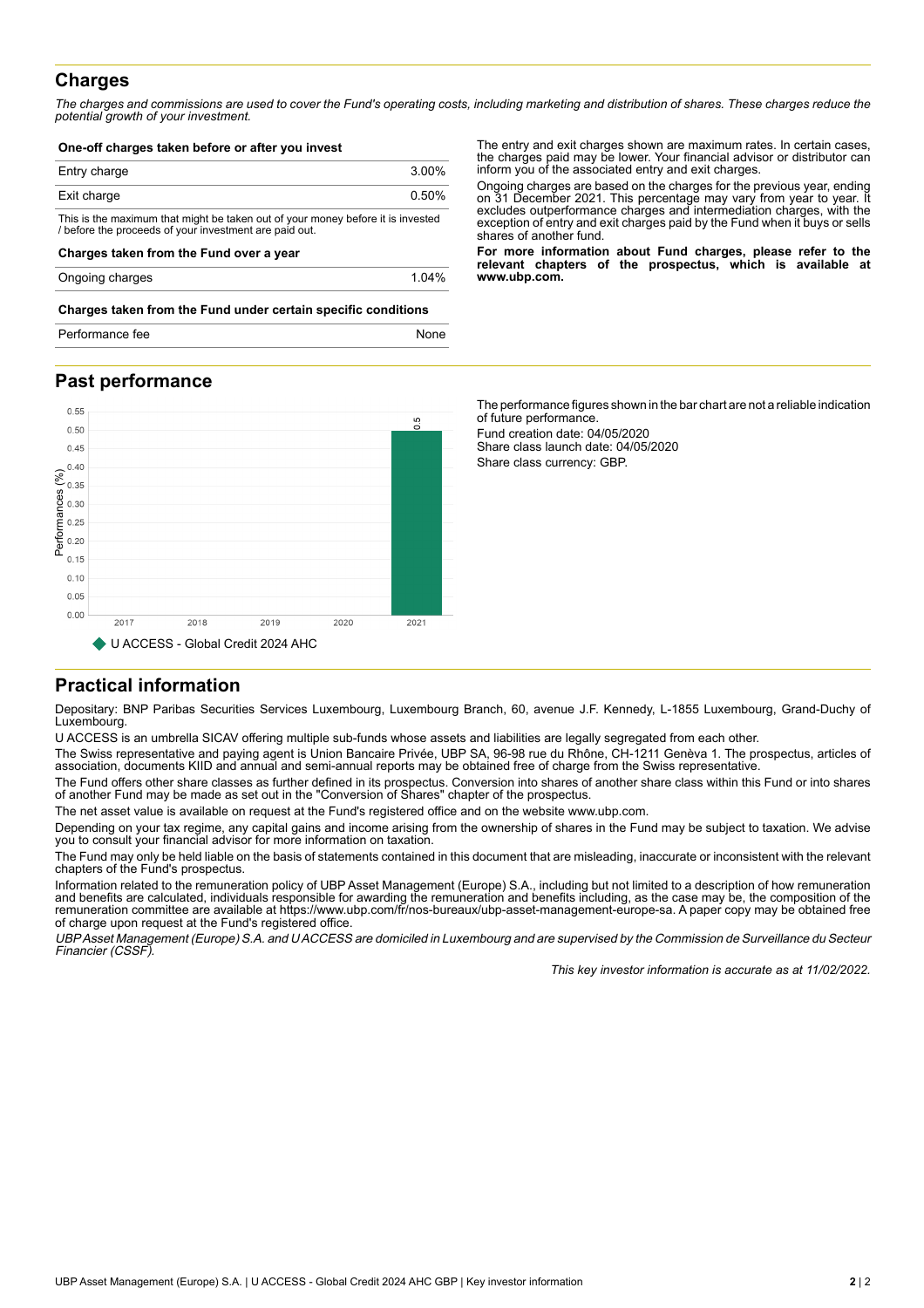## Charges

*The charges and commissions are used to cover the Fund's operating costs, including marketing and distribution of shares. These charges reduce the potential growth of your investment.*

| One-off charges taken before or after you invest | |
|---|---|
| Entry charge | 3.00% |
| Exit charge | 0.50% |

This is the maximum that might be taken out of your money before it is invested / before the proceeds of your investment are paid out.

| Charges taken from the Fund over a year | |
|---|---|
| Ongoing charges | 1.04% |

| Charges taken from the Fund under certain specific conditions | |
|---|---|
| Performance fee | None |

The entry and exit charges shown are maximum rates. In certain cases, the charges paid may be lower. Your financial advisor or distributor can inform you of the associated entry and exit charges.

Ongoing charges are based on the charges for the previous year, ending on 31 December 2021. This percentage may vary from year to year. It excludes outperformance charges and intermediation charges, with the exception of entry and exit charges paid by the Fund when it buys or sells shares of another fund.

**For more information about Fund charges, please refer to the relevant chapters of the prospectus, which is available at www.ubp.com.**

## Past performance

Performances (%)
0.55
0.50
0.45
0.40
0.35
0.30
0.25
0.20
0.15
0.10
0.05
0.00
2017 2018 2019 2020 2021
0.5
U ACCESS - Global Credit 2024 AHC

The performance figures shown in the bar chart are not a reliable indication of future performance.

Fund creation date: 04/05/2020

Share class launch date: 04/05/2020

Share class currency: GBP.

## Practical information

Depositary: BNP Paribas Securities Services Luxembourg, Luxembourg Branch, 60, avenue J.F. Kennedy, L-1855 Luxembourg, Grand-Duchy of Luxembourg.

U ACCESS is an umbrella SICAV offering multiple sub-funds whose assets and liabilities are legally segregated from each other.

The Swiss representative and paying agent is Union Bancaire Privée, UBP SA, 96-98 rue du Rhône, CH-1211 Genèva 1. The prospectus, articles of association, documents KIID and annual and semi-annual reports may be obtained free of charge from the Swiss representative.

The Fund offers other share classes as further defined in its prospectus. Conversion into shares of another share class within this Fund or into shares of another Fund may be made as set out in the "Conversion of Shares" chapter of the prospectus.

The net asset value is available on request at the Fund's registered office and on the website www.ubp.com.

Depending on your tax regime, any capital gains and income arising from the ownership of shares in the Fund may be subject to taxation. We advise you to consult your financial advisor for more information on taxation.

The Fund may only be held liable on the basis of statements contained in this document that are misleading, inaccurate or inconsistent with the relevant chapters of the Fund's prospectus.

Information related to the remuneration policy of UBP Asset Management (Europe) S.A., including but not limited to a description of how remuneration and benefits are calculated, individuals responsible for awarding the remuneration and benefits including, as the case may be, the composition of the remuneration committee are available at https://www.ubp.com/fr/nos-bureaux/ubp-asset-management-europe-sa. A paper copy may be obtained free of charge upon request at the Fund's registered office.

*UBP Asset Management (Europe) S.A. and U ACCESS are domiciled in Luxembourg and are supervised by the Commission de Surveillance du Secteur Financier (CSSF).*

*This key investor information is accurate as at 11/02/2022.*